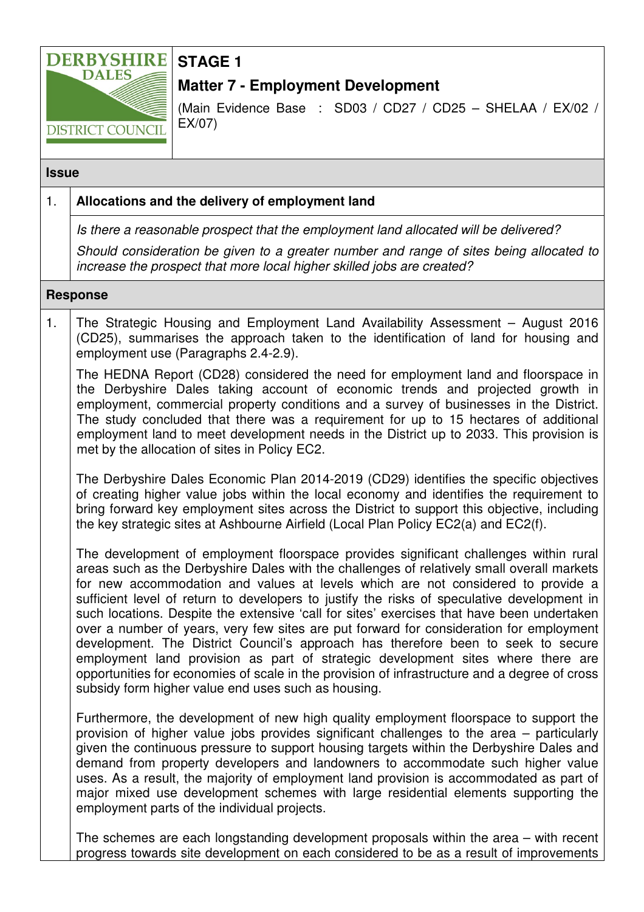DERBYSHIRE DALES DISTRICT COUNCIL

# STAGE 1

## Matter 7 - Employment Development

(Main Evidence Base : SD03 / CD27 / CD25 – SHELAA / EX/02 / EX/07)

### Issue

1. **Allocations and the delivery of employment land**

*Is there a reasonable prospect that the employment land allocated will be delivered?*

*Should consideration be given to a greater number and range of sites being allocated to increase the prospect that more local higher skilled jobs are created?*

### Response

1. The Strategic Housing and Employment Land Availability Assessment – August 2016 (CD25), summarises the approach taken to the identification of land for housing and employment use (Paragraphs 2.4-2.9).

The HEDNA Report (CD28) considered the need for employment land and floorspace in the Derbyshire Dales taking account of economic trends and projected growth in employment, commercial property conditions and a survey of businesses in the District. The study concluded that there was a requirement for up to 15 hectares of additional employment land to meet development needs in the District up to 2033. This provision is met by the allocation of sites in Policy EC2.

The Derbyshire Dales Economic Plan 2014-2019 (CD29) identifies the specific objectives of creating higher value jobs within the local economy and identifies the requirement to bring forward key employment sites across the District to support this objective, including the key strategic sites at Ashbourne Airfield (Local Plan Policy EC2(a) and EC2(f).

The development of employment floorspace provides significant challenges within rural areas such as the Derbyshire Dales with the challenges of relatively small overall markets for new accommodation and values at levels which are not considered to provide a sufficient level of return to developers to justify the risks of speculative development in such locations. Despite the extensive 'call for sites' exercises that have been undertaken over a number of years, very few sites are put forward for consideration for employment development. The District Council's approach has therefore been to seek to secure employment land provision as part of strategic development sites where there are opportunities for economies of scale in the provision of infrastructure and a degree of cross subsidy form higher value end uses such as housing.

Furthermore, the development of new high quality employment floorspace to support the provision of higher value jobs provides significant challenges to the area – particularly given the continuous pressure to support housing targets within the Derbyshire Dales and demand from property developers and landowners to accommodate such higher value uses. As a result, the majority of employment land provision is accommodated as part of major mixed use development schemes with large residential elements supporting the employment parts of the individual projects.

The schemes are each longstanding development proposals within the area – with recent progress towards site development on each considered to be as a result of improvements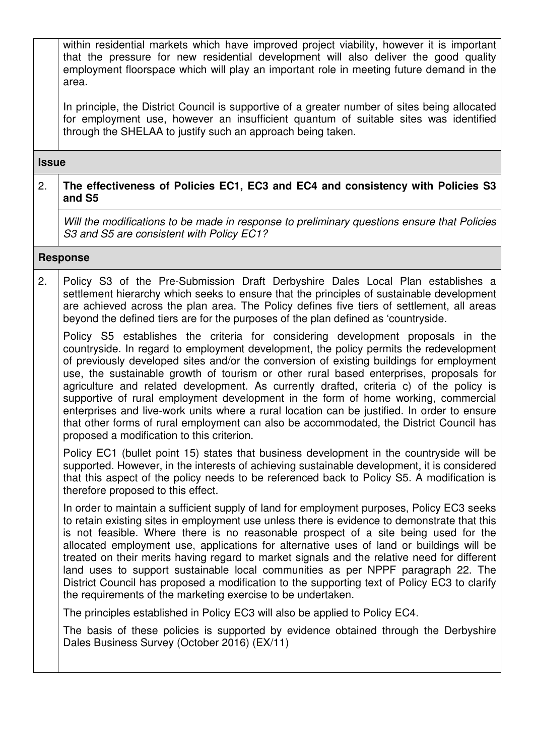within residential markets which have improved project viability, however it is important that the pressure for new residential development will also deliver the good quality employment floorspace which will play an important role in meeting future demand in the area.

In principle, the District Council is supportive of a greater number of sites being allocated for employment use, however an insufficient quantum of suitable sites was identified through the SHELAA to justify such an approach being taken.

**Issue**

2. **The effectiveness of Policies EC1, EC3 and EC4 and consistency with Policies S3 and S5**

*Will the modifications to be made in response to preliminary questions ensure that Policies S3 and S5 are consistent with Policy EC1?*

**Response**

2. Policy S3 of the Pre-Submission Draft Derbyshire Dales Local Plan establishes a settlement hierarchy which seeks to ensure that the principles of sustainable development are achieved across the plan area. The Policy defines five tiers of settlement, all areas beyond the defined tiers are for the purposes of the plan defined as 'countryside.

Policy S5 establishes the criteria for considering development proposals in the countryside. In regard to employment development, the policy permits the redevelopment of previously developed sites and/or the conversion of existing buildings for employment use, the sustainable growth of tourism or other rural based enterprises, proposals for agriculture and related development. As currently drafted, criteria c) of the policy is supportive of rural employment development in the form of home working, commercial enterprises and live-work units where a rural location can be justified. In order to ensure that other forms of rural employment can also be accommodated, the District Council has proposed a modification to this criterion.

Policy EC1 (bullet point 15) states that business development in the countryside will be supported. However, in the interests of achieving sustainable development, it is considered that this aspect of the policy needs to be referenced back to Policy S5. A modification is therefore proposed to this effect.

In order to maintain a sufficient supply of land for employment purposes, Policy EC3 seeks to retain existing sites in employment use unless there is evidence to demonstrate that this is not feasible. Where there is no reasonable prospect of a site being used for the allocated employment use, applications for alternative uses of land or buildings will be treated on their merits having regard to market signals and the relative need for different land uses to support sustainable local communities as per NPPF paragraph 22. The District Council has proposed a modification to the supporting text of Policy EC3 to clarify the requirements of the marketing exercise to be undertaken.

The principles established in Policy EC3 will also be applied to Policy EC4.

The basis of these policies is supported by evidence obtained through the Derbyshire Dales Business Survey (October 2016) (EX/11)